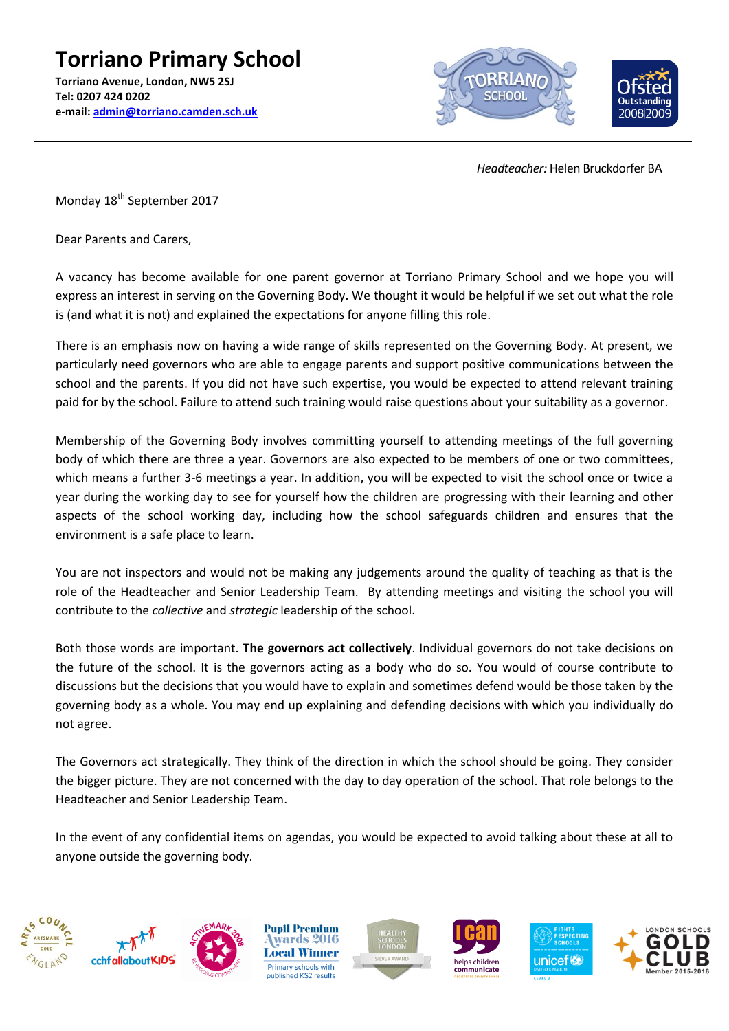# Torriano Primary School

**Torriano Avenue, London, NW5 2SJ**
**Tel: 0207 424 0202**
**e-mail: admin@torriano.camden.sch.uk**

*Headteacher:* Helen Bruckdorfer BA

Monday 18th September 2017

Dear Parents and Carers,

A vacancy has become available for one parent governor at Torriano Primary School and we hope you will express an interest in serving on the Governing Body. We thought it would be helpful if we set out what the role is (and what it is not) and explained the expectations for anyone filling this role.

There is an emphasis now on having a wide range of skills represented on the Governing Body. At present, we particularly need governors who are able to engage parents and support positive communications between the school and the parents. If you did not have such expertise, you would be expected to attend relevant training paid for by the school. Failure to attend such training would raise questions about your suitability as a governor.

Membership of the Governing Body involves committing yourself to attending meetings of the full governing body of which there are three a year. Governors are also expected to be members of one or two committees, which means a further 3-6 meetings a year. In addition, you will be expected to visit the school once or twice a year during the working day to see for yourself how the children are progressing with their learning and other aspects of the school working day, including how the school safeguards children and ensures that the environment is a safe place to learn.

You are not inspectors and would not be making any judgements around the quality of teaching as that is the role of the Headteacher and Senior Leadership Team. By attending meetings and visiting the school you will contribute to the *collective* and *strategic* leadership of the school.

Both those words are important. **The governors act collectively**. Individual governors do not take decisions on the future of the school. It is the governors acting as a body who do so. You would of course contribute to discussions but the decisions that you would have to explain and sometimes defend would be those taken by the governing body as a whole. You may end up explaining and defending decisions with which you individually do not agree.

The Governors act strategically. They think of the direction in which the school should be going. They consider the bigger picture. They are not concerned with the day to day operation of the school. That role belongs to the Headteacher and Senior Leadership Team.

In the event of any confidential items on agendas, you would be expected to avoid talking about these at all to anyone outside the governing body.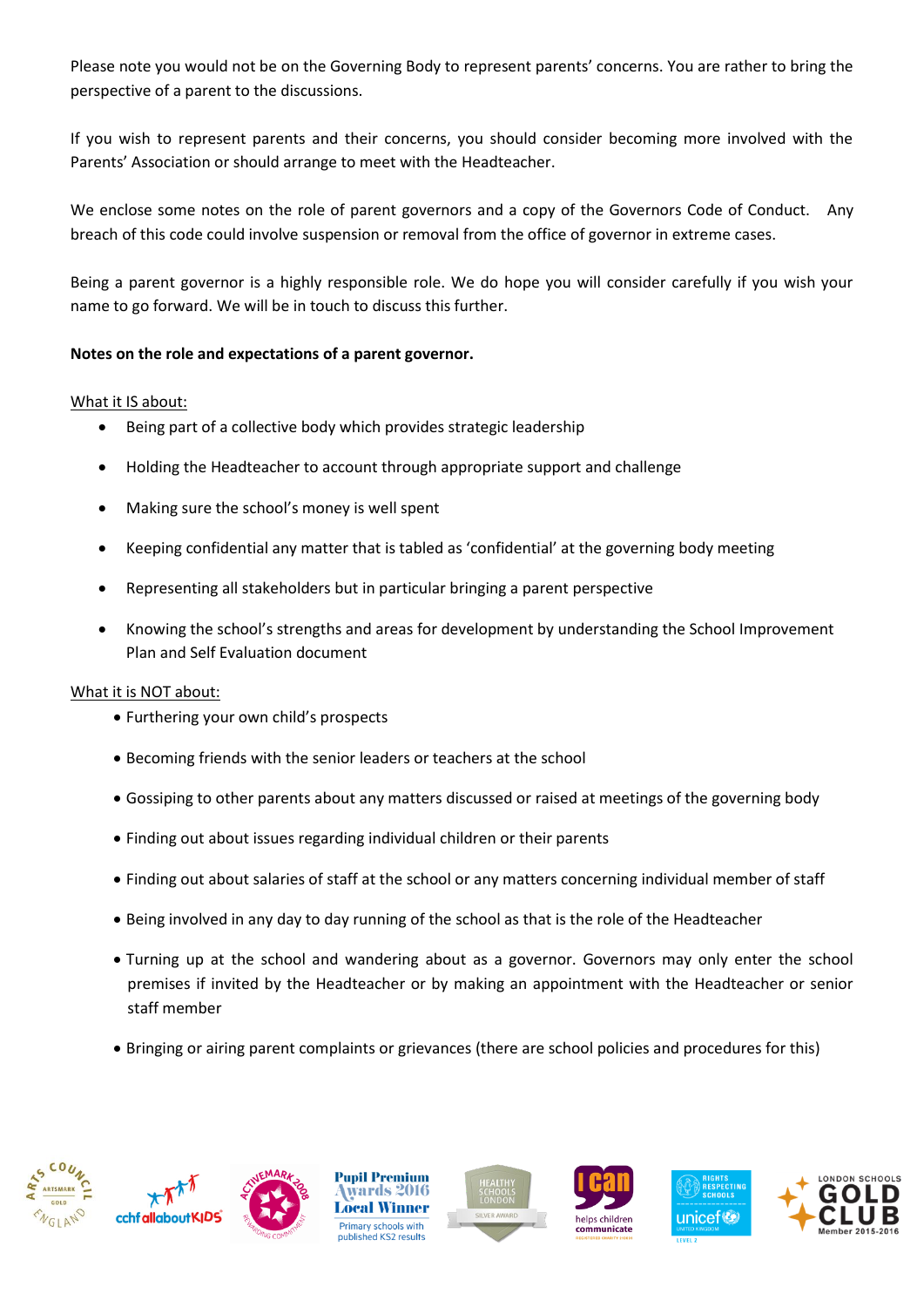Please note you would not be on the Governing Body to represent parents' concerns. You are rather to bring the perspective of a parent to the discussions.

If you wish to represent parents and their concerns, you should consider becoming more involved with the Parents' Association or should arrange to meet with the Headteacher.

We enclose some notes on the role of parent governors and a copy of the Governors Code of Conduct. Any breach of this code could involve suspension or removal from the office of governor in extreme cases.

Being a parent governor is a highly responsible role. We do hope you will consider carefully if you wish your name to go forward. We will be in touch to discuss this further.

**Notes on the role and expectations of a parent governor.**

What it IS about:

- Being part of a collective body which provides strategic leadership
- Holding the Headteacher to account through appropriate support and challenge
- Making sure the school's money is well spent
- Keeping confidential any matter that is tabled as 'confidential' at the governing body meeting
- Representing all stakeholders but in particular bringing a parent perspective
- Knowing the school's strengths and areas for development by understanding the School Improvement Plan and Self Evaluation document

What it is NOT about:

- Furthering your own child's prospects
- Becoming friends with the senior leaders or teachers at the school
- Gossiping to other parents about any matters discussed or raised at meetings of the governing body
- Finding out about issues regarding individual children or their parents
- Finding out about salaries of staff at the school or any matters concerning individual member of staff
- Being involved in any day to day running of the school as that is the role of the Headteacher
- Turning up at the school and wandering about as a governor. Governors may only enter the school premises if invited by the Headteacher or by making an appointment with the Headteacher or senior staff member
- Bringing or airing parent complaints or grievances (there are school policies and procedures for this)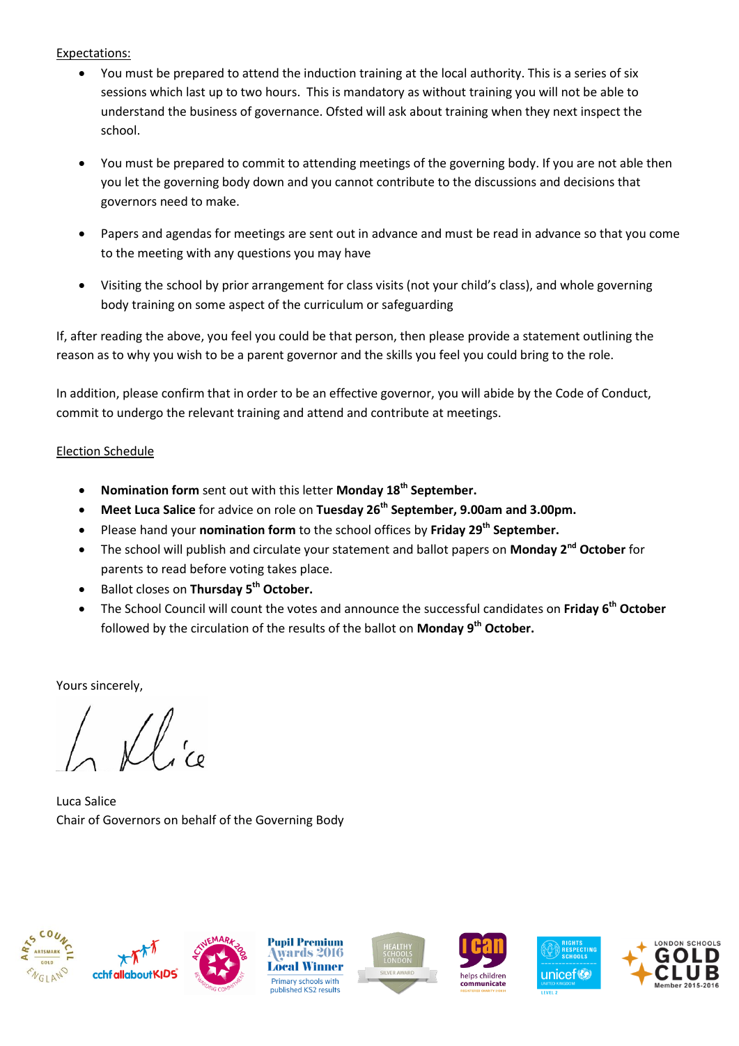Expectations:

- You must be prepared to attend the induction training at the local authority. This is a series of six sessions which last up to two hours. This is mandatory as without training you will not be able to understand the business of governance. Ofsted will ask about training when they next inspect the school.
- You must be prepared to commit to attending meetings of the governing body. If you are not able then you let the governing body down and you cannot contribute to the discussions and decisions that governors need to make.
- Papers and agendas for meetings are sent out in advance and must be read in advance so that you come to the meeting with any questions you may have
- Visiting the school by prior arrangement for class visits (not your child's class), and whole governing body training on some aspect of the curriculum or safeguarding

If, after reading the above, you feel you could be that person, then please provide a statement outlining the reason as to why you wish to be a parent governor and the skills you feel you could bring to the role.

In addition, please confirm that in order to be an effective governor, you will abide by the Code of Conduct, commit to undergo the relevant training and attend and contribute at meetings.

Election Schedule

- **Nomination form** sent out with this letter **Monday 18th September.**
- **Meet Luca Salice** for advice on role on **Tuesday 26th September, 9.00am and 3.00pm.**
- Please hand your **nomination form** to the school offices by **Friday 29th September.**
- The school will publish and circulate your statement and ballot papers on **Monday 2nd October** for parents to read before voting takes place.
- Ballot closes on **Thursday 5th October.**
- The School Council will count the votes and announce the successful candidates on **Friday 6th October** followed by the circulation of the results of the ballot on **Monday 9th October.**

Yours sincerely,

Luca Salice
Chair of Governors on behalf of the Governing Body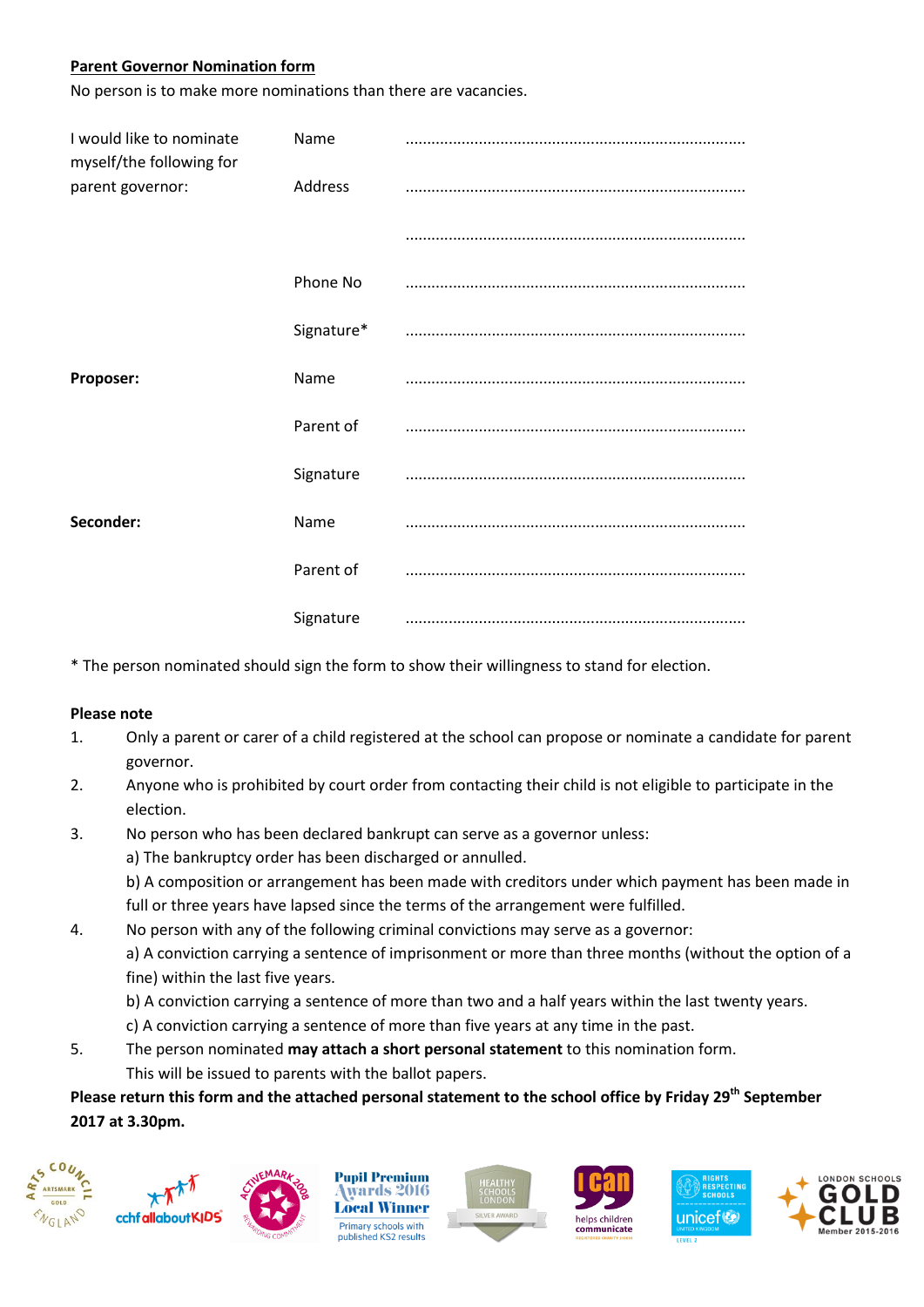**Parent Governor Nomination form**

No person is to make more nominations than there are vacancies.

| | | |
|---|---|---|
| I would like to nominate myself/the following for parent governor: | Name | ................................................................................ |
| | Address | ................................................................................ |
| | | ................................................................................ |
| | Phone No | ................................................................................ |
| | Signature* | ................................................................................ |
| **Proposer:** | Name | ................................................................................ |
| | Parent of | ................................................................................ |
| | Signature | ................................................................................ |
| **Seconder:** | Name | ................................................................................ |
| | Parent of | ................................................................................ |
| | Signature | ................................................................................ |

* The person nominated should sign the form to show their willingness to stand for election.

**Please note**

1. Only a parent or carer of a child registered at the school can propose or nominate a candidate for parent governor.
2. Anyone who is prohibited by court order from contacting their child is not eligible to participate in the election.
3. No person who has been declared bankrupt can serve as a governor unless:
   a) The bankruptcy order has been discharged or annulled.
   b) A composition or arrangement has been made with creditors under which payment has been made in full or three years have lapsed since the terms of the arrangement were fulfilled.
4. No person with any of the following criminal convictions may serve as a governor:
   a) A conviction carrying a sentence of imprisonment or more than three months (without the option of a fine) within the last five years.
   b) A conviction carrying a sentence of more than two and a half years within the last twenty years.
   c) A conviction carrying a sentence of more than five years at any time in the past.
5. The person nominated **may attach a short personal statement** to this nomination form. This will be issued to parents with the ballot papers.

**Please return this form and the attached personal statement to the school office by Friday 29th September 2017 at 3.30pm.**